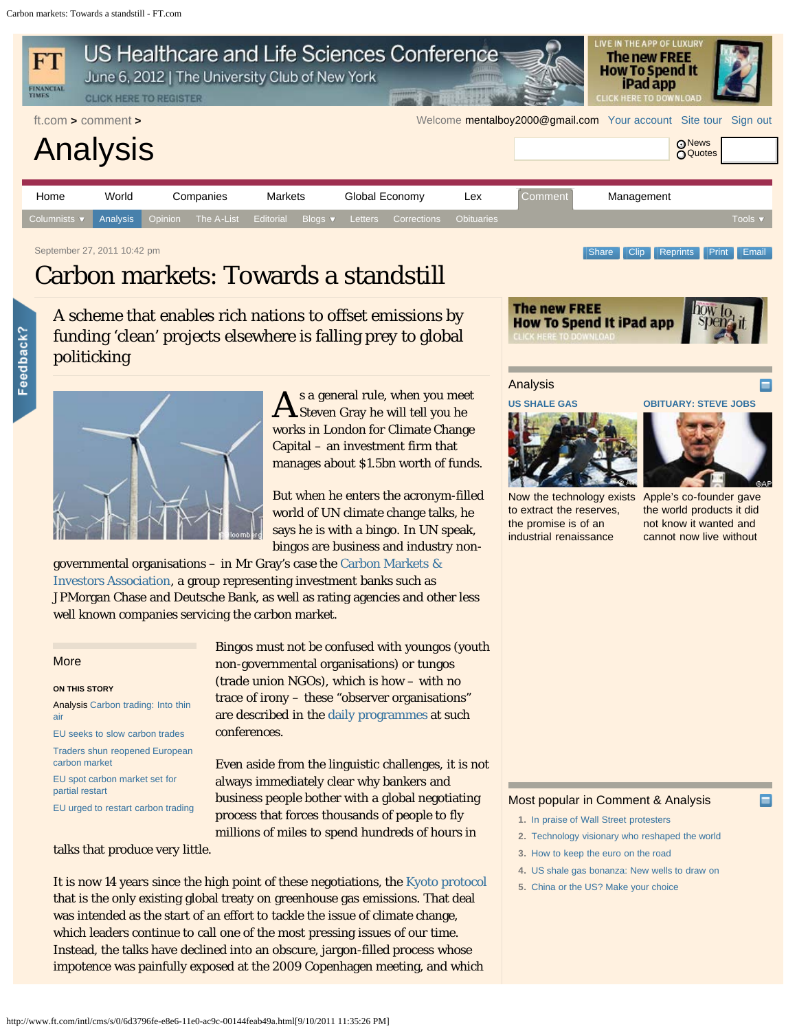ft.com > comment >

Welcome mentalboy2000@gmail.com Your account Site tour Sign out

# Analysis

Home | World | Companies | Markets | Global Economy | Lex | Comment | Management

Columnists | Analysis | Opinion | The A-List | Editorial | Blogs | Letters | Corrections | Obituaries | Tools

September 27, 2011 10:42 pm

## Carbon markets: Towards a standstill

### A scheme that enables rich nations to offset emissions by funding 'clean' projects elsewhere is falling prey to global politicking

As a general rule, when you meet Steven Gray he will tell you he works in London for Climate Change Capital – an investment firm that manages about $1.5bn worth of funds.

But when he enters the acronym-filled world of UN climate change talks, he says he is with a bingo. In UN speak, bingos are business and industry non-governmental organisations – in Mr Gray's case the Carbon Markets & Investors Association, a group representing investment banks such as JPMorgan Chase and Deutsche Bank, as well as rating agencies and other less well known companies servicing the carbon market.

Bingos must not be confused with youngos (youth non-governmental organisations) or tungos (trade union NGOs), which is how – with no trace of irony – these "observer organisations" are described in the daily programmes at such conferences.

Even aside from the linguistic challenges, it is not always immediately clear why bankers and business people bother with a global negotiating process that forces thousands of people to fly millions of miles to spend hundreds of hours in talks that produce very little.

It is now 14 years since the high point of these negotiations, the Kyoto protocol that is the only existing global treaty on greenhouse gas emissions. That deal was intended as the start of an effort to tackle the issue of climate change, which leaders continue to call one of the most pressing issues of our time. Instead, the talks have declined into an obscure, jargon-filled process whose impotence was painfully exposed at the 2009 Copenhagen meeting, and which

**More**

ON THIS STORY

- Analysis Carbon trading: Into thin air
- EU seeks to slow carbon trades
- Traders shun reopened European carbon market
- EU spot carbon market set for partial restart
- EU urged to restart carbon trading

**Analysis**

US SHALE GAS — Now the technology exists to extract the reserves, the promise is of an industrial renaissance

OBITUARY: STEVE JOBS — Apple's co-founder gave the world products it did not know it wanted and cannot now live without

**Most popular in Comment & Analysis**

1. In praise of Wall Street protesters
2. Technology visionary who reshaped the world
3. How to keep the euro on the road
4. US shale gas bonanza: New wells to draw on
5. China or the US? Make your choice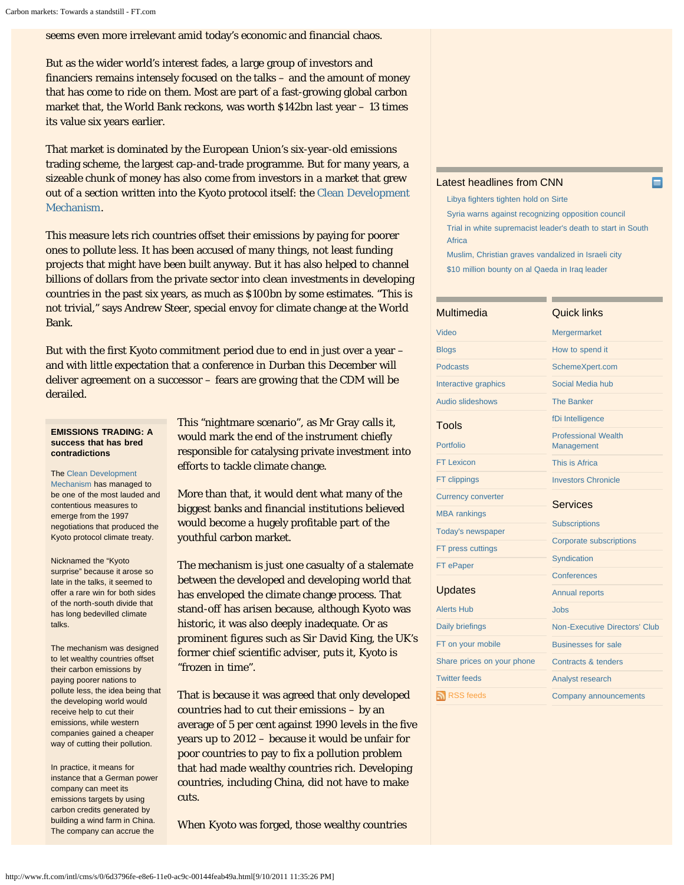seems even more irrelevant amid today's economic and financial chaos.

But as the wider world's interest fades, a large group of investors and financiers remains intensely focused on the talks – and the amount of money that has come to ride on them. Most are part of a fast-growing global carbon market that, the World Bank reckons, was worth $142bn last year – 13 times its value six years earlier.

That market is dominated by the European Union's six-year-old emissions trading scheme, the largest cap-and-trade programme. But for many years, a sizeable chunk of money has also come from investors in a market that grew out of a section written into the Kyoto protocol itself: the Clean Development Mechanism.

This measure lets rich countries offset their emissions by paying for poorer ones to pollute less. It has been accused of many things, not least funding projects that might have been built anyway. But it has also helped to channel billions of dollars from the private sector into clean investments in developing countries in the past six years, as much as $100bn by some estimates. "This is not trivial," says Andrew Steer, special envoy for climate change at the World Bank.

But with the first Kyoto commitment period due to end in just over a year – and with little expectation that a conference in Durban this December will deliver agreement on a successor – fears are growing that the CDM will be derailed.

This "nightmare scenario", as Mr Gray calls it, would mark the end of the instrument chiefly responsible for catalysing private investment into efforts to tackle climate change.

More than that, it would dent what many of the biggest banks and financial institutions believed would become a hugely profitable part of the youthful carbon market.

The mechanism is just one casualty of a stalemate between the developed and developing world that has enveloped the climate change process. That stand-off has arisen because, although Kyoto was historic, it was also deeply inadequate. Or as prominent figures such as Sir David King, the UK's former chief scientific adviser, puts it, Kyoto is "frozen in time".

That is because it was agreed that only developed countries had to cut their emissions – by an average of 5 per cent against 1990 levels in the five years up to 2012 – because it would be unfair for poor countries to pay to fix a pollution problem that had made wealthy countries rich. Developing countries, including China, did not have to make cuts.

When Kyoto was forged, those wealthy countries

**EMISSIONS TRADING: A success that has bred contradictions**

The Clean Development Mechanism has managed to be one of the most lauded and contentious measures to emerge from the 1997 negotiations that produced the Kyoto protocol climate treaty.

Nicknamed the "Kyoto surprise" because it arose so late in the talks, it seemed to offer a rare win for both sides of the north-south divide that has long bedevilled climate talks.

The mechanism was designed to let wealthy countries offset their carbon emissions by paying poorer nations to pollute less, the idea being that the developing world would receive help to cut their emissions, while western companies gained a cheaper way of cutting their pollution.

In practice, it means for instance that a German power company can meet its emissions targets by using carbon credits generated by building a wind farm in China. The company can accrue the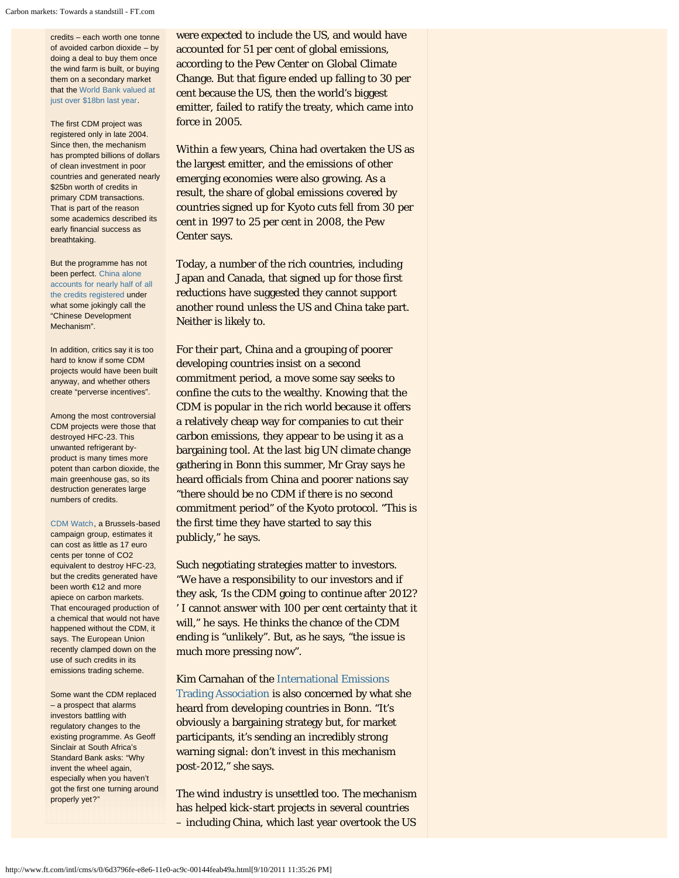credits – each worth one tonne of avoided carbon dioxide – by doing a deal to buy them once the wind farm is built, or buying them on a secondary market that the World Bank valued at just over $18bn last year.

The first CDM project was registered only in late 2004. Since then, the mechanism has prompted billions of dollars of clean investment in poor countries and generated nearly $25bn worth of credits in primary CDM transactions. That is part of the reason some academics described its early financial success as breathtaking.

But the programme has not been perfect. China alone accounts for nearly half of all the credits registered under what some jokingly call the "Chinese Development Mechanism".

In addition, critics say it is too hard to know if some CDM projects would have been built anyway, and whether others create "perverse incentives".

Among the most controversial CDM projects were those that destroyed HFC-23. This unwanted refrigerant by-product is many times more potent than carbon dioxide, the main greenhouse gas, so its destruction generates large numbers of credits.

CDM Watch, a Brussels-based campaign group, estimates it can cost as little as 17 euro cents per tonne of $CO_2$ equivalent to destroy HFC-23, but the credits generated have been worth €12 and more apiece on carbon markets. That encouraged production of a chemical that would not have happened without the CDM, it says. The European Union recently clamped down on the use of such credits in its emissions trading scheme.

Some want the CDM replaced – a prospect that alarms investors battling with regulatory changes to the existing programme. As Geoff Sinclair at South Africa's Standard Bank asks: "Why invent the wheel again, especially when you haven't got the first one turning around properly yet?"

were expected to include the US, and would have accounted for 51 per cent of global emissions, according to the Pew Center on Global Climate Change. But that figure ended up falling to 30 per cent because the US, then the world's biggest emitter, failed to ratify the treaty, which came into force in 2005.

Within a few years, China had overtaken the US as the largest emitter, and the emissions of other emerging economies were also growing. As a result, the share of global emissions covered by countries signed up for Kyoto cuts fell from 30 per cent in 1997 to 25 per cent in 2008, the Pew Center says.

Today, a number of the rich countries, including Japan and Canada, that signed up for those first reductions have suggested they cannot support another round unless the US and China take part. Neither is likely to.

For their part, China and a grouping of poorer developing countries insist on a second commitment period, a move some say seeks to confine the cuts to the wealthy. Knowing that the CDM is popular in the rich world because it offers a relatively cheap way for companies to cut their carbon emissions, they appear to be using it as a bargaining tool. At the last big UN climate change gathering in Bonn this summer, Mr Gray says he heard officials from China and poorer nations say "there should be no CDM if there is no second commitment period" of the Kyoto protocol. "This is the first time they have started to say this publicly," he says.

Such negotiating strategies matter to investors. "We have a responsibility to our investors and if they ask, 'Is the CDM going to continue after 2012?' I cannot answer with 100 per cent certainty that it will," he says. He thinks the chance of the CDM ending is "unlikely". But, as he says, "the issue is much more pressing now".

Kim Carnahan of the International Emissions Trading Association is also concerned by what she heard from developing countries in Bonn. "It's obviously a bargaining strategy but, for market participants, it's sending an incredibly strong warning signal: don't invest in this mechanism post-2012," she says.

The wind industry is unsettled too. The mechanism has helped kick-start projects in several countries – including China, which last year overtook the US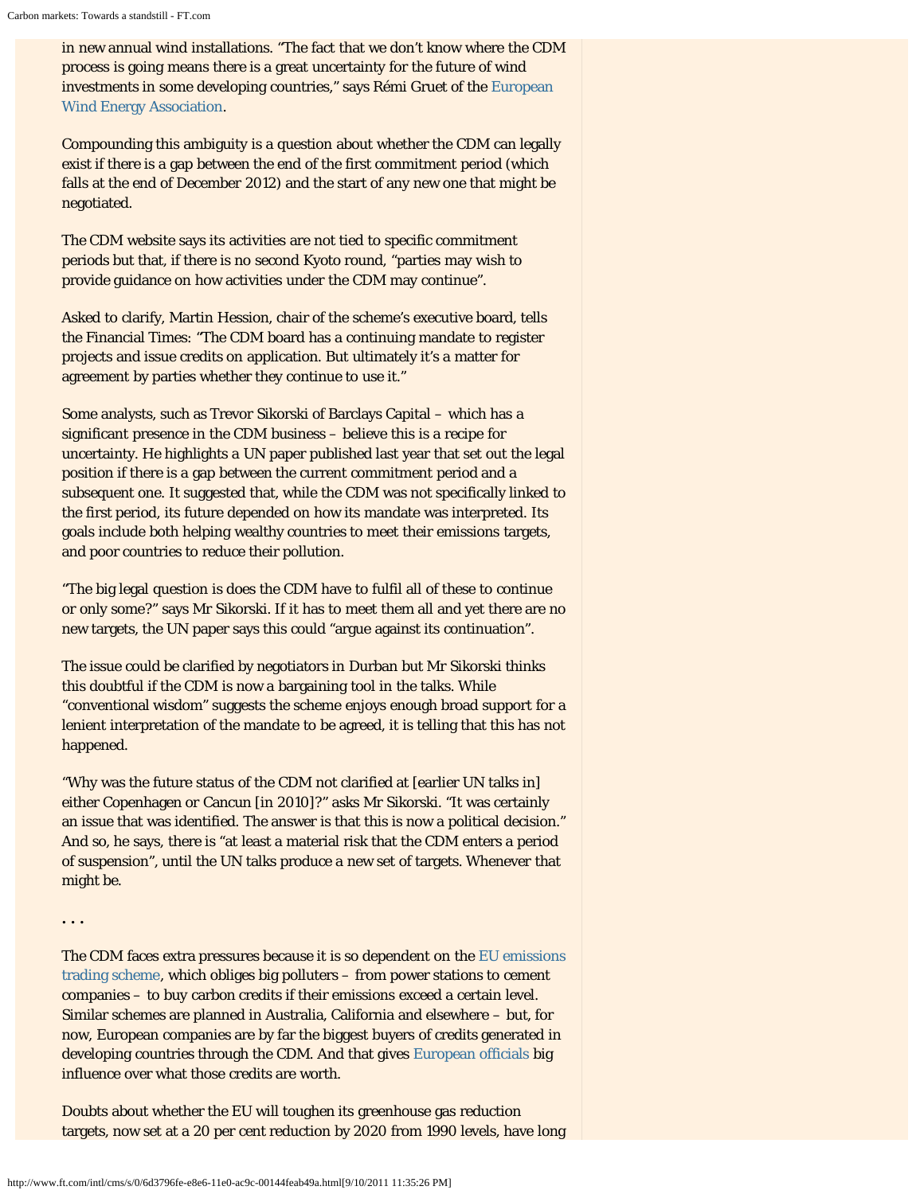in new annual wind installations. "The fact that we don't know where the CDM process is going means there is a great uncertainty for the future of wind investments in some developing countries," says Rémi Gruet of the European Wind Energy Association.

Compounding this ambiguity is a question about whether the CDM can legally exist if there is a gap between the end of the first commitment period (which falls at the end of December 2012) and the start of any new one that might be negotiated.

The CDM website says its activities are not tied to specific commitment periods but that, if there is no second Kyoto round, "parties may wish to provide guidance on how activities under the CDM may continue".

Asked to clarify, Martin Hession, chair of the scheme's executive board, tells the Financial Times: "The CDM board has a continuing mandate to register projects and issue credits on application. But ultimately it's a matter for agreement by parties whether they continue to use it."

Some analysts, such as Trevor Sikorski of Barclays Capital – which has a significant presence in the CDM business – believe this is a recipe for uncertainty. He highlights a UN paper published last year that set out the legal position if there is a gap between the current commitment period and a subsequent one. It suggested that, while the CDM was not specifically linked to the first period, its future depended on how its mandate was interpreted. Its goals include both helping wealthy countries to meet their emissions targets, and poor countries to reduce their pollution.

"The big legal question is does the CDM have to fulfil all of these to continue or only some?" says Mr Sikorski. If it has to meet them all and yet there are no new targets, the UN paper says this could "argue against its continuation".

The issue could be clarified by negotiators in Durban but Mr Sikorski thinks this doubtful if the CDM is now a bargaining tool in the talks. While "conventional wisdom" suggests the scheme enjoys enough broad support for a lenient interpretation of the mandate to be agreed, it is telling that this has not happened.

"Why was the future status of the CDM not clarified at [earlier UN talks in] either Copenhagen or Cancun [in 2010]?" asks Mr Sikorski. "It was certainly an issue that was identified. The answer is that this is now a political decision." And so, he says, there is "at least a material risk that the CDM enters a period of suspension", until the UN talks produce a new set of targets. Whenever that might be.

...

The CDM faces extra pressures because it is so dependent on the EU emissions trading scheme, which obliges big polluters – from power stations to cement companies – to buy carbon credits if their emissions exceed a certain level. Similar schemes are planned in Australia, California and elsewhere – but, for now, European companies are by far the biggest buyers of credits generated in developing countries through the CDM. And that gives European officials big influence over what those credits are worth.

Doubts about whether the EU will toughen its greenhouse gas reduction targets, now set at a 20 per cent reduction by 2020 from 1990 levels, have long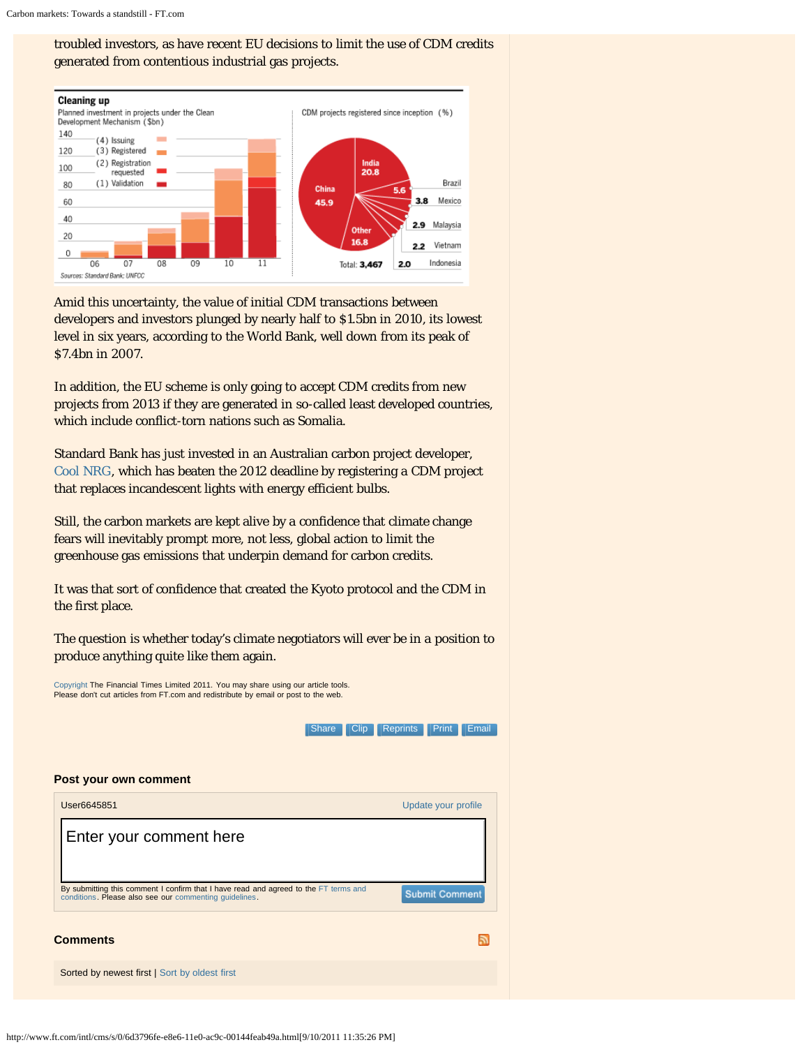troubled investors, as have recent EU decisions to limit the use of CDM credits generated from contentious industrial gas projects.

**Cleaning up**

Planned investment in projects under the Clean Development Mechanism ($bn)

(4) Issuing
(3) Registered
(2) Registration requested
(1) Validation

CDM projects registered since inception (%)

China 45.9, India 20.8, Brazil 5.6, Mexico 3.8, Malaysia 2.9, Vietnam 2.2, Indonesia 2.0, Other 16.8

Total: 3,467

Sources: Standard Bank; UNFCC

Amid this uncertainty, the value of initial CDM transactions between developers and investors plunged by nearly half to $1.5bn in 2010, its lowest level in six years, according to the World Bank, well down from its peak of $7.4bn in 2007.

In addition, the EU scheme is only going to accept CDM credits from new projects from 2013 if they are generated in so-called least developed countries, which include conflict-torn nations such as Somalia.

Standard Bank has just invested in an Australian carbon project developer, Cool NRG, which has beaten the 2012 deadline by registering a CDM project that replaces incandescent lights with energy efficient bulbs.

Still, the carbon markets are kept alive by a confidence that climate change fears will inevitably prompt more, not less, global action to limit the greenhouse gas emissions that underpin demand for carbon credits.

It was that sort of confidence that created the Kyoto protocol and the CDM in the first place.

The question is whether today's climate negotiators will ever be in a position to produce anything quite like them again.

Copyright The Financial Times Limited 2011. You may share using our article tools.
Please don't cut articles from FT.com and redistribute by email or post to the web.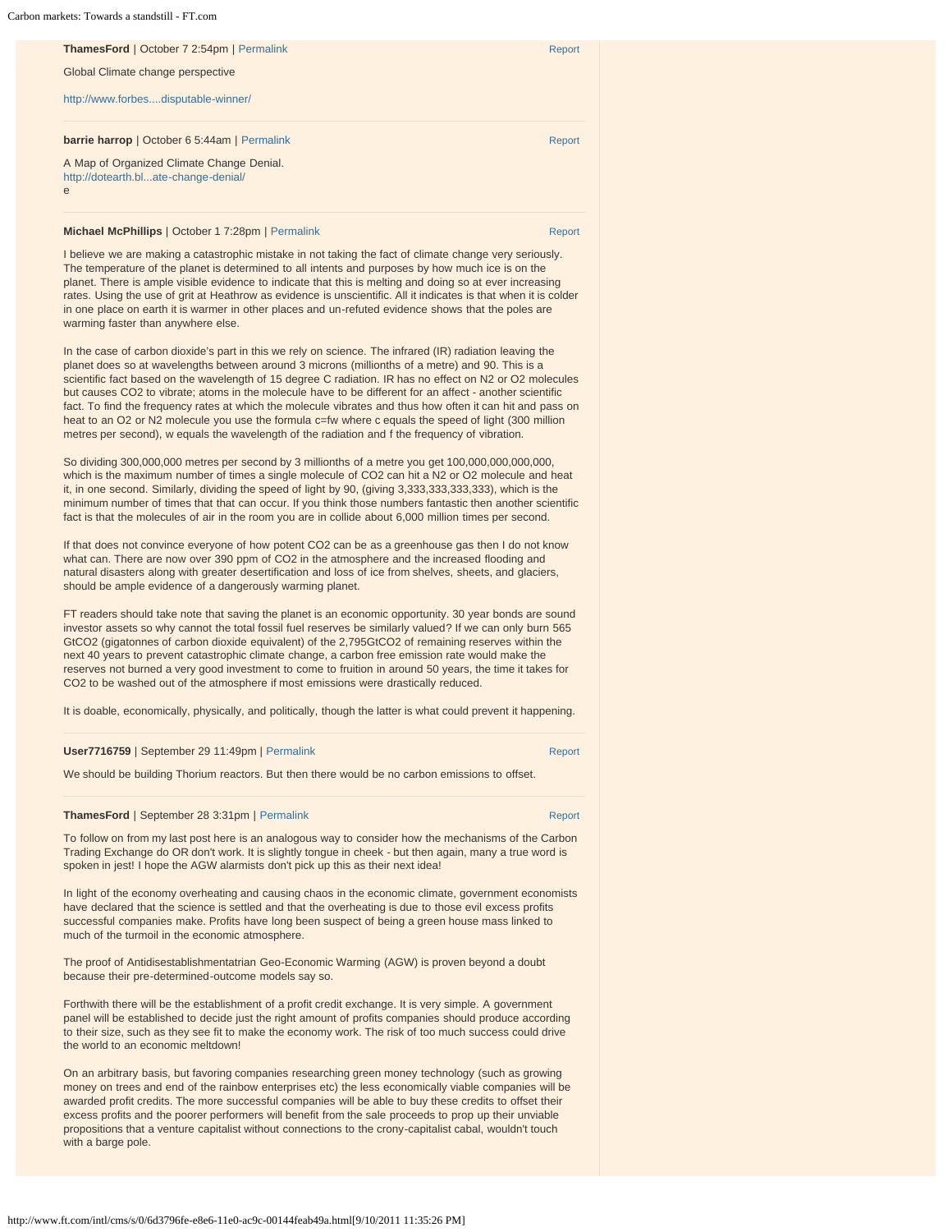**ThamesFord** | October 7 2:54pm | Permalink | Report

Global Climate change perspective

http://www.forbes....disputable-winner/

---

**barrie harrop** | October 6 5:44am | Permalink | Report

A Map of Organized Climate Change Denial.
http://dotearth.bl...ate-change-denial/
e

---

**Michael McPhillips** | October 1 7:28pm | Permalink | Report

I believe we are making a catastrophic mistake in not taking the fact of climate change very seriously. The temperature of the planet is determined to all intents and purposes by how much ice is on the planet. There is ample visible evidence to indicate that this is melting and doing so at ever increasing rates. Using the use of grit at Heathrow as evidence is unscientific. All it indicates is that when it is colder in one place on earth it is warmer in other places and un-refuted evidence shows that the poles are warming faster than anywhere else.

In the case of carbon dioxide's part in this we rely on science. The infrared (IR) radiation leaving the planet does so at wavelengths between around 3 microns (millionths of a metre) and 90. This is a scientific fact based on the wavelength of 15 degree C radiation. IR has no effect on N2 or O2 molecules but causes CO2 to vibrate; atoms in the molecule have to be different for an affect - another scientific fact. To find the frequency rates at which the molecule vibrates and thus how often it can hit and pass on heat to an O2 or N2 molecule you use the formula c=fw where c equals the speed of light (300 million metres per second), w equals the wavelength of the radiation and f the frequency of vibration.

So dividing 300,000,000 metres per second by 3 millionths of a metre you get 100,000,000,000,000, which is the maximum number of times a single molecule of CO2 can hit a N2 or O2 molecule and heat it, in one second. Similarly, dividing the speed of light by 90, (giving 3,333,333,333,333), which is the minimum number of times that that can occur. If you think those numbers fantastic then another scientific fact is that the molecules of air in the room you are in collide about 6,000 million times per second.

If that does not convince everyone of how potent CO2 can be as a greenhouse gas then I do not know what can. There are now over 390 ppm of CO2 in the atmosphere and the increased flooding and natural disasters along with greater desertification and loss of ice from shelves, sheets, and glaciers, should be ample evidence of a dangerously warming planet.

FT readers should take note that saving the planet is an economic opportunity. 30 year bonds are sound investor assets so why cannot the total fossil fuel reserves be similarly valued? If we can only burn 565 GtCO2 (gigatonnes of carbon dioxide equivalent) of the 2,795GtCO2 of remaining reserves within the next 40 years to prevent catastrophic climate change, a carbon free emission rate would make the reserves not burned a very good investment to come to fruition in around 50 years, the time it takes for CO2 to be washed out of the atmosphere if most emissions were drastically reduced.

It is doable, economically, physically, and politically, though the latter is what could prevent it happening.

---

**User7716759** | September 29 11:49pm | Permalink | Report

We should be building Thorium reactors. But then there would be no carbon emissions to offset.

---

**ThamesFord** | September 28 3:31pm | Permalink | Report

To follow on from my last post here is an analogous way to consider how the mechanisms of the Carbon Trading Exchange do OR don't work. It is slightly tongue in cheek - but then again, many a true word is spoken in jest! I hope the AGW alarmists don't pick up this as their next idea!

In light of the economy overheating and causing chaos in the economic climate, government economists have declared that the science is settled and that the overheating is due to those evil excess profits successful companies make. Profits have long been suspect of being a green house mass linked to much of the turmoil in the economic atmosphere.

The proof of Antidisestablishmentatrian Geo-Economic Warming (AGW) is proven beyond a doubt because their pre-determined-outcome models say so.

Forthwith there will be the establishment of a profit credit exchange. It is very simple. A government panel will be established to decide just the right amount of profits companies should produce according to their size, such as they see fit to make the economy work. The risk of too much success could drive the world to an economic meltdown!

On an arbitrary basis, but favoring companies researching green money technology (such as growing money on trees and end of the rainbow enterprises etc) the less economically viable companies will be awarded profit credits. The more successful companies will be able to buy these credits to offset their excess profits and the poorer performers will benefit from the sale proceeds to prop up their unviable propositions that a venture capitalist without connections to the crony-capitalist cabal, wouldn't touch with a barge pole.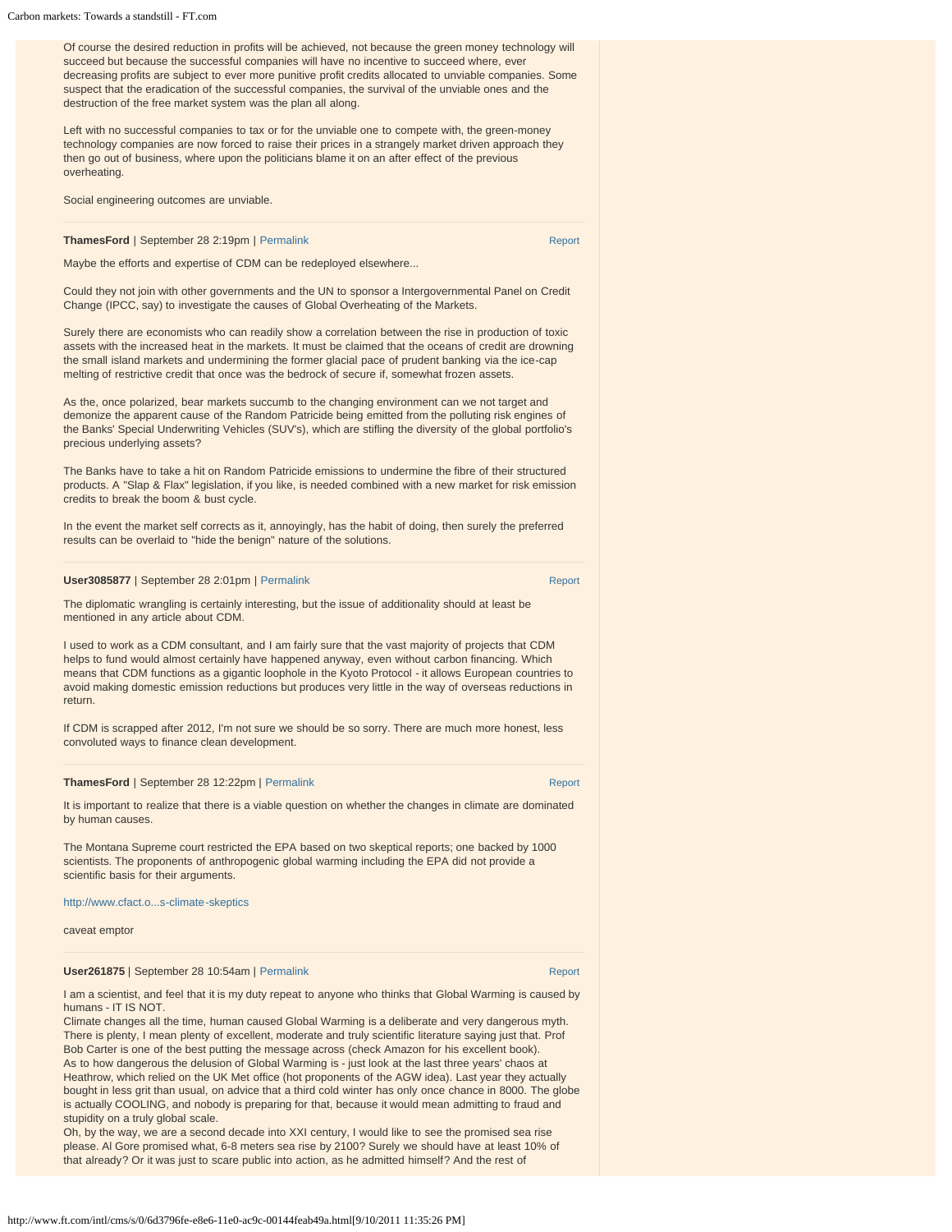Of course the desired reduction in profits will be achieved, not because the green money technology will succeed but because the successful companies will have no incentive to succeed where, ever decreasing profits are subject to ever more punitive profit credits allocated to unviable companies. Some suspect that the eradication of the successful companies, the survival of the unviable ones and the destruction of the free market system was the plan all along.

Left with no successful companies to tax or for the unviable one to compete with, the green-money technology companies are now forced to raise their prices in a strangely market driven approach they then go out of business, where upon the politicians blame it on an after effect of the previous overheating.

Social engineering outcomes are unviable.

**ThamesFord** | September 28 2:19pm | Permalink  Report

Maybe the efforts and expertise of CDM can be redeployed elsewhere...

Could they not join with other governments and the UN to sponsor a Intergovernmental Panel on Credit Change (IPCC, say) to investigate the causes of Global Overheating of the Markets.

Surely there are economists who can readily show a correlation between the rise in production of toxic assets with the increased heat in the markets. It must be claimed that the oceans of credit are drowning the small island markets and undermining the former glacial pace of prudent banking via the ice-cap melting of restrictive credit that once was the bedrock of secure if, somewhat frozen assets.

As the, once polarized, bear markets succumb to the changing environment can we not target and demonize the apparent cause of the Random Patricide being emitted from the polluting risk engines of the Banks' Special Underwriting Vehicles (SUV's), which are stifling the diversity of the global portfolio's precious underlying assets?

The Banks have to take a hit on Random Patricide emissions to undermine the fibre of their structured products. A "Slap & Flax" legislation, if you like, is needed combined with a new market for risk emission credits to break the boom & bust cycle.

In the event the market self corrects as it, annoyingly, has the habit of doing, then surely the preferred results can be overlaid to "hide the benign" nature of the solutions.

**User3085877** | September 28 2:01pm | Permalink  Report

The diplomatic wrangling is certainly interesting, but the issue of additionality should at least be mentioned in any article about CDM.

I used to work as a CDM consultant, and I am fairly sure that the vast majority of projects that CDM helps to fund would almost certainly have happened anyway, even without carbon financing. Which means that CDM functions as a gigantic loophole in the Kyoto Protocol - it allows European countries to avoid making domestic emission reductions but produces very little in the way of overseas reductions in return.

If CDM is scrapped after 2012, I'm not sure we should be so sorry. There are much more honest, less convoluted ways to finance clean development.

**ThamesFord** | September 28 12:22pm | Permalink  Report

It is important to realize that there is a viable question on whether the changes in climate are dominated by human causes.

The Montana Supreme court restricted the EPA based on two skeptical reports; one backed by 1000 scientists. The proponents of anthropogenic global warming including the EPA did not provide a scientific basis for their arguments.

http://www.cfact.o...s-climate-skeptics

caveat emptor

**User261875** | September 28 10:54am | Permalink  Report

I am a scientist, and feel that it is my duty repeat to anyone who thinks that Global Warming is caused by humans - IT IS NOT.
Climate changes all the time, human caused Global Warming is a deliberate and very dangerous myth. There is plenty, I mean plenty of excellent, moderate and truly scientific literature saying just that. Prof Bob Carter is one of the best putting the message across (check Amazon for his excellent book).
As to how dangerous the delusion of Global Warming is - just look at the last three years' chaos at Heathrow, which relied on the UK Met office (hot proponents of the AGW idea). Last year they actually bought in less grit than usual, on advice that a third cold winter has only once chance in 8000. The globe is actually COOLING, and nobody is preparing for that, because it would mean admitting to fraud and stupidity on a truly global scale.
Oh, by the way, we are a second decade into XXI century, I would like to see the promised sea rise please. Al Gore promised what, 6-8 meters sea rise by 2100? Surely we should have at least 10% of that already? Or it was just to scare public into action, as he admitted himself? And the rest of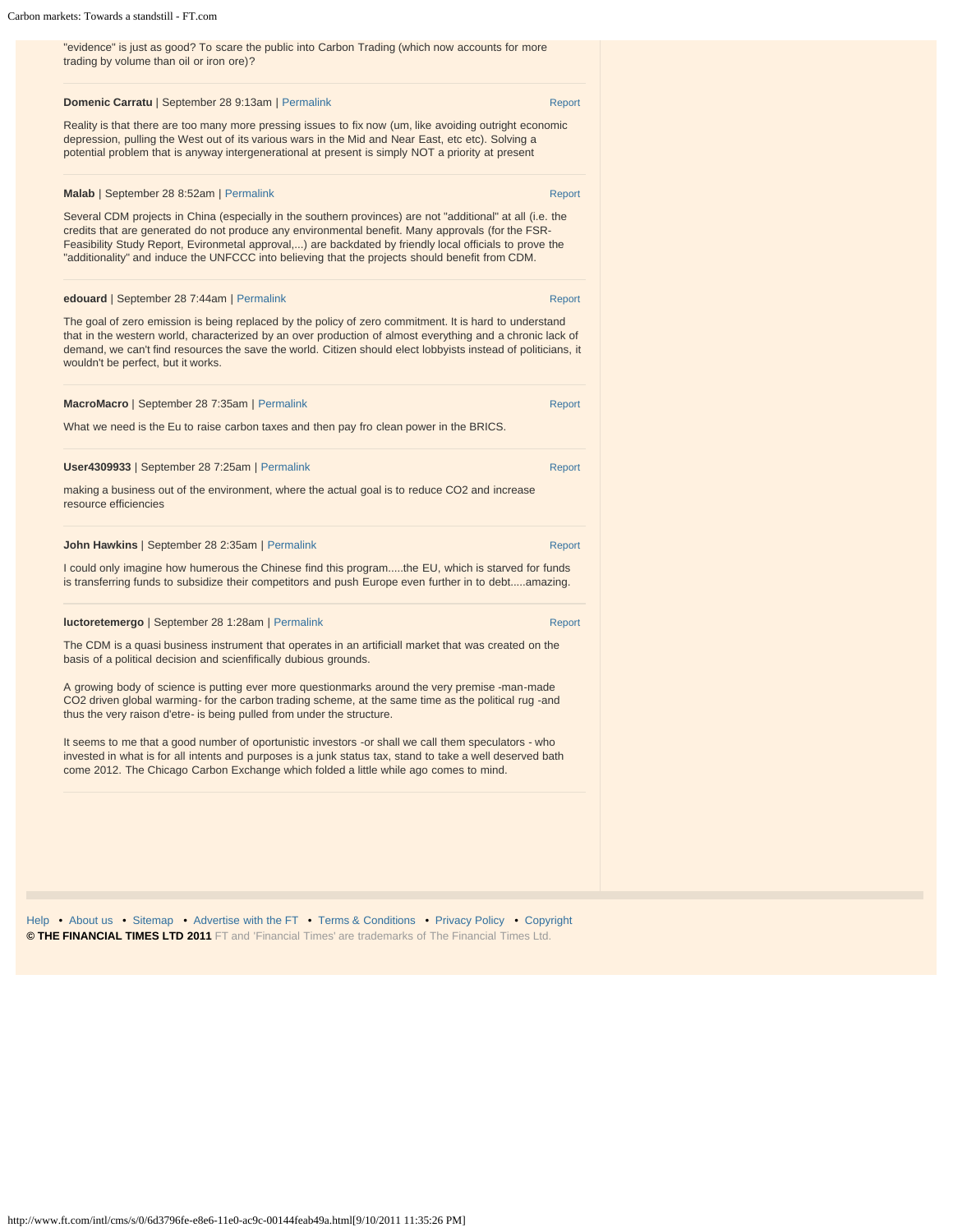"evidence" is just as good? To scare the public into Carbon Trading (which now accounts for more trading by volume than oil or iron ore)?

**Domenic Carratu** | September 28 9:13am | Permalink | Report

Reality is that there are too many more pressing issues to fix now (um, like avoiding outright economic depression, pulling the West out of its various wars in the Mid and Near East, etc etc). Solving a potential problem that is anyway intergenerational at present is simply NOT a priority at present

**Malab** | September 28 8:52am | Permalink | Report

Several CDM projects in China (especially in the southern provinces) are not "additional" at all (i.e. the credits that are generated do not produce any environmental benefit. Many approvals (for the FSR-Feasibility Study Report, Evironmetal approval,...) are backdated by friendly local officials to prove the "additionality" and induce the UNFCCC into believing that the projects should benefit from CDM.

**edouard** | September 28 7:44am | Permalink | Report

The goal of zero emission is being replaced by the policy of zero commitment. It is hard to understand that in the western world, characterized by an over production of almost everything and a chronic lack of demand, we can't find resources the save the world. Citizen should elect lobbyists instead of politicians, it wouldn't be perfect, but it works.

**MacroMacro** | September 28 7:35am | Permalink | Report

What we need is the Eu to raise carbon taxes and then pay fro clean power in the BRICS.

**User4309933** | September 28 7:25am | Permalink | Report

making a business out of the environment, where the actual goal is to reduce CO2 and increase resource efficiencies

**John Hawkins** | September 28 2:35am | Permalink | Report

I could only imagine how humerous the Chinese find this program.....the EU, which is starved for funds is transferring funds to subsidize their competitors and push Europe even further in to debt.....amazing.

**luctoretemergo** | September 28 1:28am | Permalink | Report

The CDM is a quasi business instrument that operates in an artificiall market that was created on the basis of a political decision and scienfifically dubious grounds.

A growing body of science is putting ever more questionmarks around the very premise -man-made CO2 driven global warming- for the carbon trading scheme, at the same time as the political rug -and thus the very raison d'etre- is being pulled from under the structure.

It seems to me that a good number of oportunistic investors -or shall we call them speculators - who invested in what is for all intents and purposes is a junk status tax, stand to take a well deserved bath come 2012. The Chicago Carbon Exchange which folded a little while ago comes to mind.

Help • About us • Sitemap • Advertise with the FT • Terms & Conditions • Privacy Policy • Copyright

**© THE FINANCIAL TIMES LTD 2011** FT and 'Financial Times' are trademarks of The Financial Times Ltd.